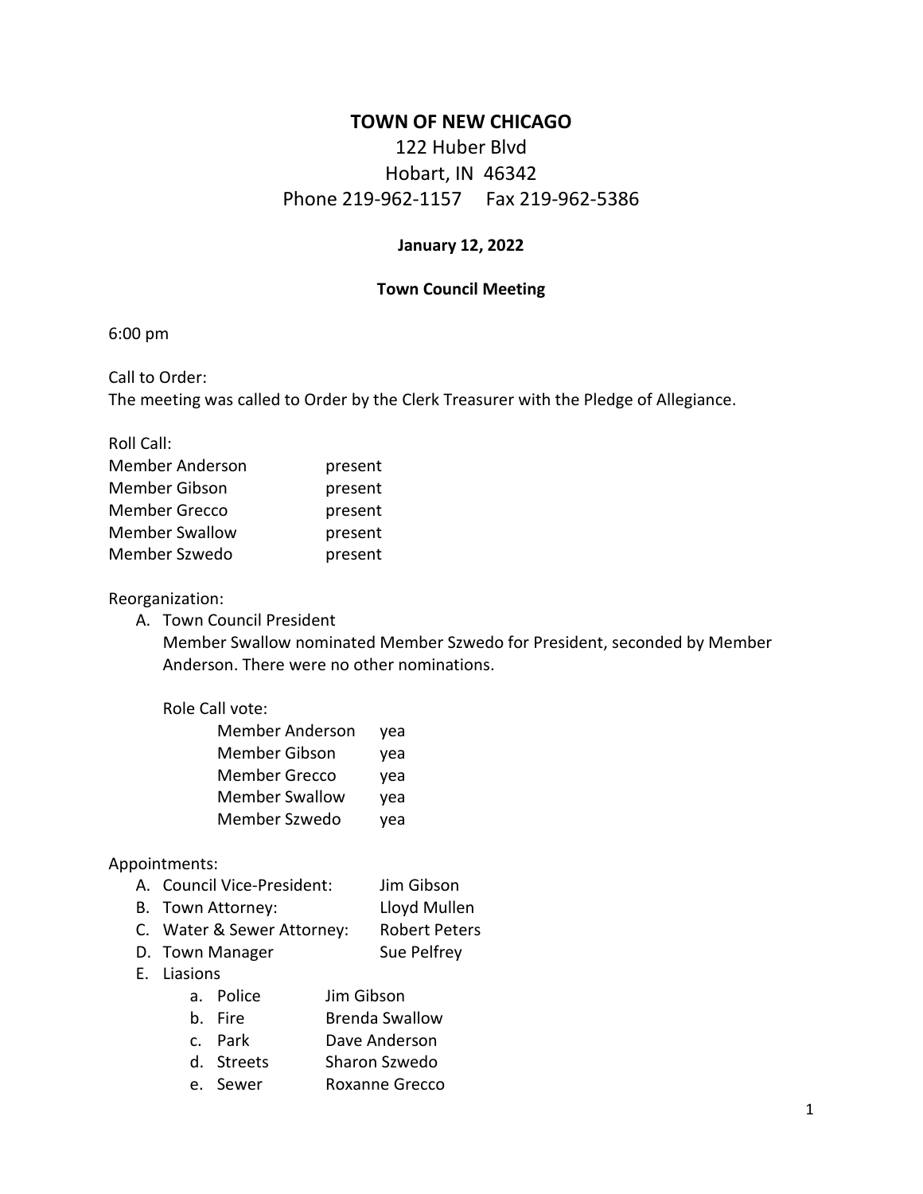# TOWN OF NEW CHICAGO

122 Huber Blvd
Hobart, IN 46342
Phone 219-962-1157 Fax 219-962-5386

**January 12, 2022**

**Town Council Meeting**

6:00 pm

Call to Order:
The meeting was called to Order by the Clerk Treasurer with the Pledge of Allegiance.

Roll Call:

| | |
|---|---|
| Member Anderson | present |
| Member Gibson | present |
| Member Grecco | present |
| Member Swallow | present |
| Member Szwedo | present |

Reorganization:

A. Town Council President
   Member Swallow nominated Member Szwedo for President, seconded by Member Anderson. There were no other nominations.

   Role Call vote:

   | | |
   |---|---|
   | Member Anderson | yea |
   | Member Gibson | yea |
   | Member Grecco | yea |
   | Member Swallow | yea |
   | Member Szwedo | yea |

Appointments:

A. Council Vice-President: Jim Gibson
B. Town Attorney: Lloyd Mullen
C. Water & Sewer Attorney: Robert Peters
D. Town Manager Sue Pelfrey
E. Liasions
   a. Police Jim Gibson
   b. Fire Brenda Swallow
   c. Park Dave Anderson
   d. Streets Sharon Szwedo
   e. Sewer Roxanne Grecco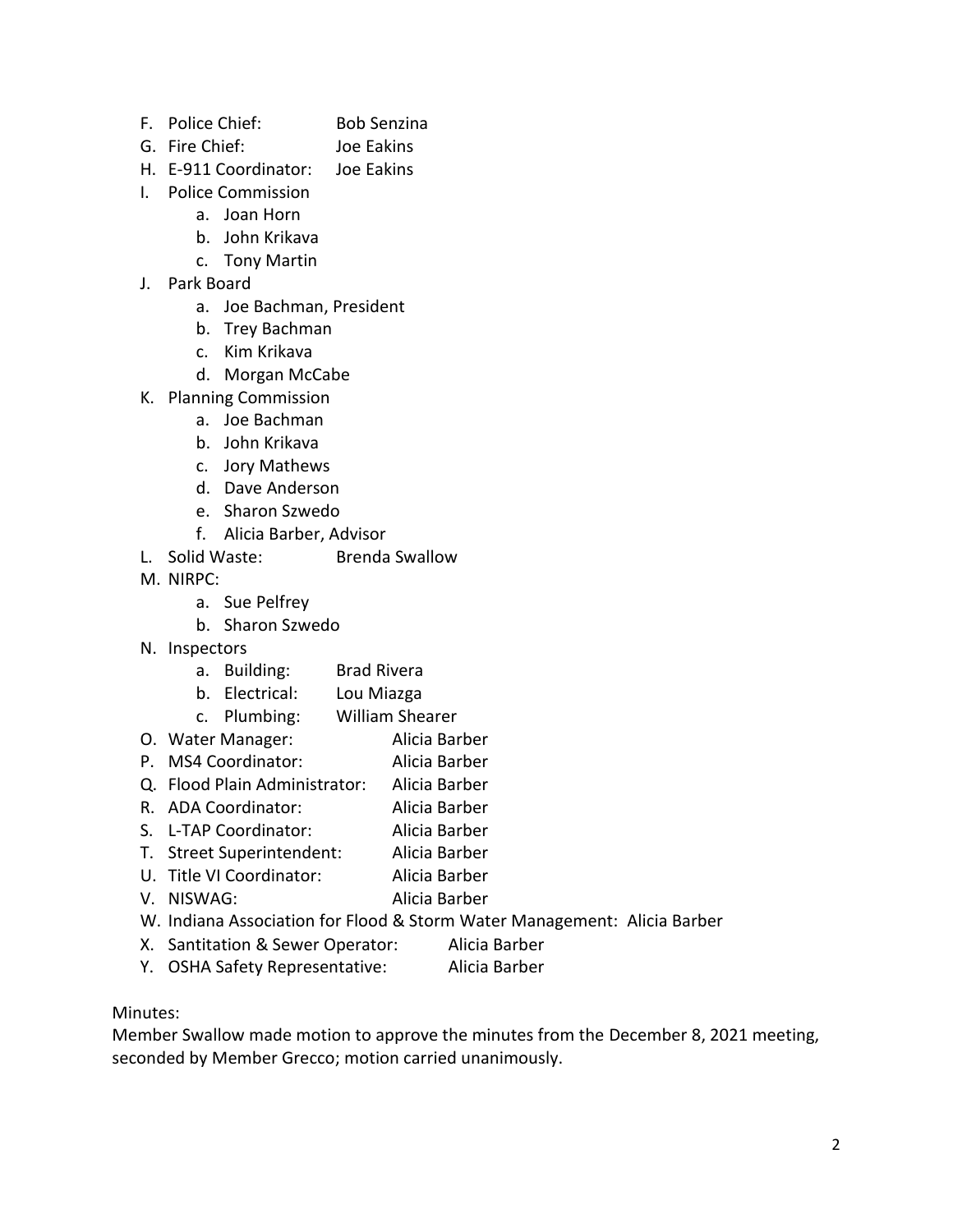F. Police Chief: Bob Senzina
G. Fire Chief: Joe Eakins
H. E-911 Coordinator: Joe Eakins
I. Police Commission
    a. Joan Horn
    b. John Krikava
    c. Tony Martin
J. Park Board
    a. Joe Bachman, President
    b. Trey Bachman
    c. Kim Krikava
    d. Morgan McCabe
K. Planning Commission
    a. Joe Bachman
    b. John Krikava
    c. Jory Mathews
    d. Dave Anderson
    e. Sharon Szwedo
    f. Alicia Barber, Advisor
L. Solid Waste: Brenda Swallow
M. NIRPC:
    a. Sue Pelfrey
    b. Sharon Szwedo
N. Inspectors
    a. Building: Brad Rivera
    b. Electrical: Lou Miazga
    c. Plumbing: William Shearer
O. Water Manager: Alicia Barber
P. MS4 Coordinator: Alicia Barber
Q. Flood Plain Administrator: Alicia Barber
R. ADA Coordinator: Alicia Barber
S. L-TAP Coordinator: Alicia Barber
T. Street Superintendent: Alicia Barber
U. Title VI Coordinator: Alicia Barber
V. NISWAG: Alicia Barber
W. Indiana Association for Flood & Storm Water Management: Alicia Barber
X. Santitation & Sewer Operator: Alicia Barber
Y. OSHA Safety Representative: Alicia Barber

Minutes:
Member Swallow made motion to approve the minutes from the December 8, 2021 meeting, seconded by Member Grecco; motion carried unanimously.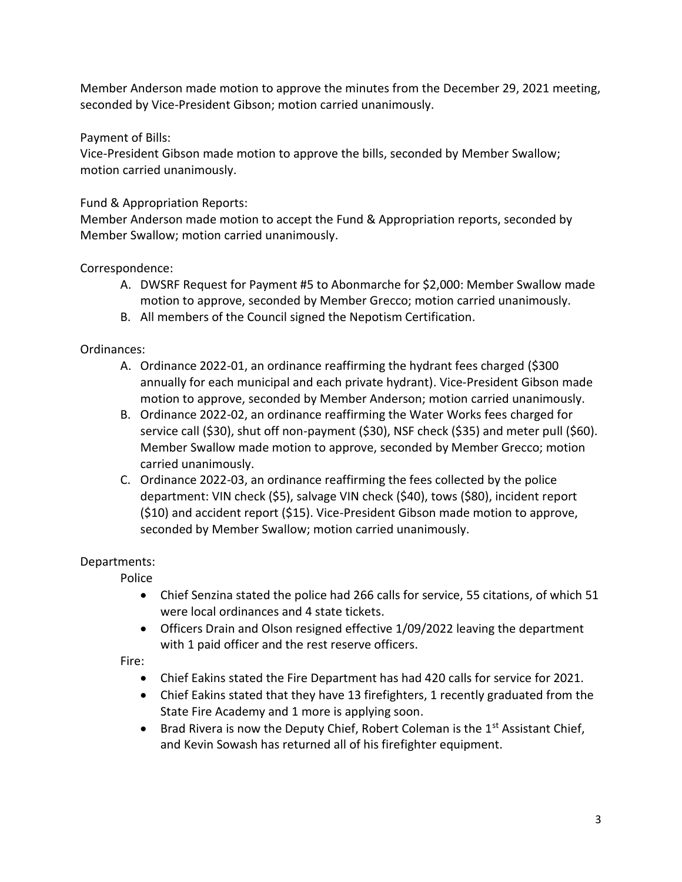Member Anderson made motion to approve the minutes from the December 29, 2021 meeting, seconded by Vice-President Gibson; motion carried unanimously.

Payment of Bills:
Vice-President Gibson made motion to approve the bills, seconded by Member Swallow; motion carried unanimously.

Fund & Appropriation Reports:
Member Anderson made motion to accept the Fund & Appropriation reports, seconded by Member Swallow; motion carried unanimously.

Correspondence:

A. DWSRF Request for Payment #5 to Abonmarche for $2,000: Member Swallow made motion to approve, seconded by Member Grecco; motion carried unanimously.
B. All members of the Council signed the Nepotism Certification.

Ordinances:

A. Ordinance 2022-01, an ordinance reaffirming the hydrant fees charged ($300 annually for each municipal and each private hydrant). Vice-President Gibson made motion to approve, seconded by Member Anderson; motion carried unanimously.
B. Ordinance 2022-02, an ordinance reaffirming the Water Works fees charged for service call ($30), shut off non-payment ($30), NSF check ($35) and meter pull ($60). Member Swallow made motion to approve, seconded by Member Grecco; motion carried unanimously.
C. Ordinance 2022-03, an ordinance reaffirming the fees collected by the police department: VIN check ($5), salvage VIN check ($40), tows ($80), incident report ($10) and accident report ($15). Vice-President Gibson made motion to approve, seconded by Member Swallow; motion carried unanimously.

Departments:

Police

- Chief Senzina stated the police had 266 calls for service, 55 citations, of which 51 were local ordinances and 4 state tickets.
- Officers Drain and Olson resigned effective 1/09/2022 leaving the department with 1 paid officer and the rest reserve officers.

Fire:

- Chief Eakins stated the Fire Department has had 420 calls for service for 2021.
- Chief Eakins stated that they have 13 firefighters, 1 recently graduated from the State Fire Academy and 1 more is applying soon.
- Brad Rivera is now the Deputy Chief, Robert Coleman is the 1st Assistant Chief, and Kevin Sowash has returned all of his firefighter equipment.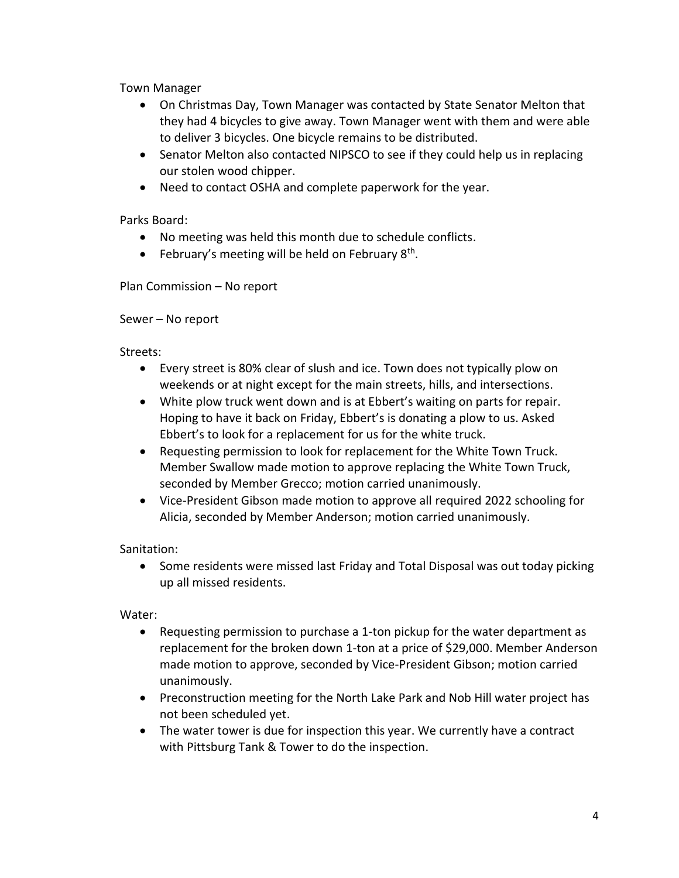Town Manager

- On Christmas Day, Town Manager was contacted by State Senator Melton that they had 4 bicycles to give away. Town Manager went with them and were able to deliver 3 bicycles. One bicycle remains to be distributed.
- Senator Melton also contacted NIPSCO to see if they could help us in replacing our stolen wood chipper.
- Need to contact OSHA and complete paperwork for the year.

Parks Board:

- No meeting was held this month due to schedule conflicts.
- February's meeting will be held on February 8th.

Plan Commission – No report

Sewer – No report

Streets:

- Every street is 80% clear of slush and ice. Town does not typically plow on weekends or at night except for the main streets, hills, and intersections.
- White plow truck went down and is at Ebbert's waiting on parts for repair. Hoping to have it back on Friday, Ebbert's is donating a plow to us. Asked Ebbert's to look for a replacement for us for the white truck.
- Requesting permission to look for replacement for the White Town Truck. Member Swallow made motion to approve replacing the White Town Truck, seconded by Member Grecco; motion carried unanimously.
- Vice-President Gibson made motion to approve all required 2022 schooling for Alicia, seconded by Member Anderson; motion carried unanimously.

Sanitation:

- Some residents were missed last Friday and Total Disposal was out today picking up all missed residents.

Water:

- Requesting permission to purchase a 1-ton pickup for the water department as replacement for the broken down 1-ton at a price of $29,000. Member Anderson made motion to approve, seconded by Vice-President Gibson; motion carried unanimously.
- Preconstruction meeting for the North Lake Park and Nob Hill water project has not been scheduled yet.
- The water tower is due for inspection this year. We currently have a contract with Pittsburg Tank & Tower to do the inspection.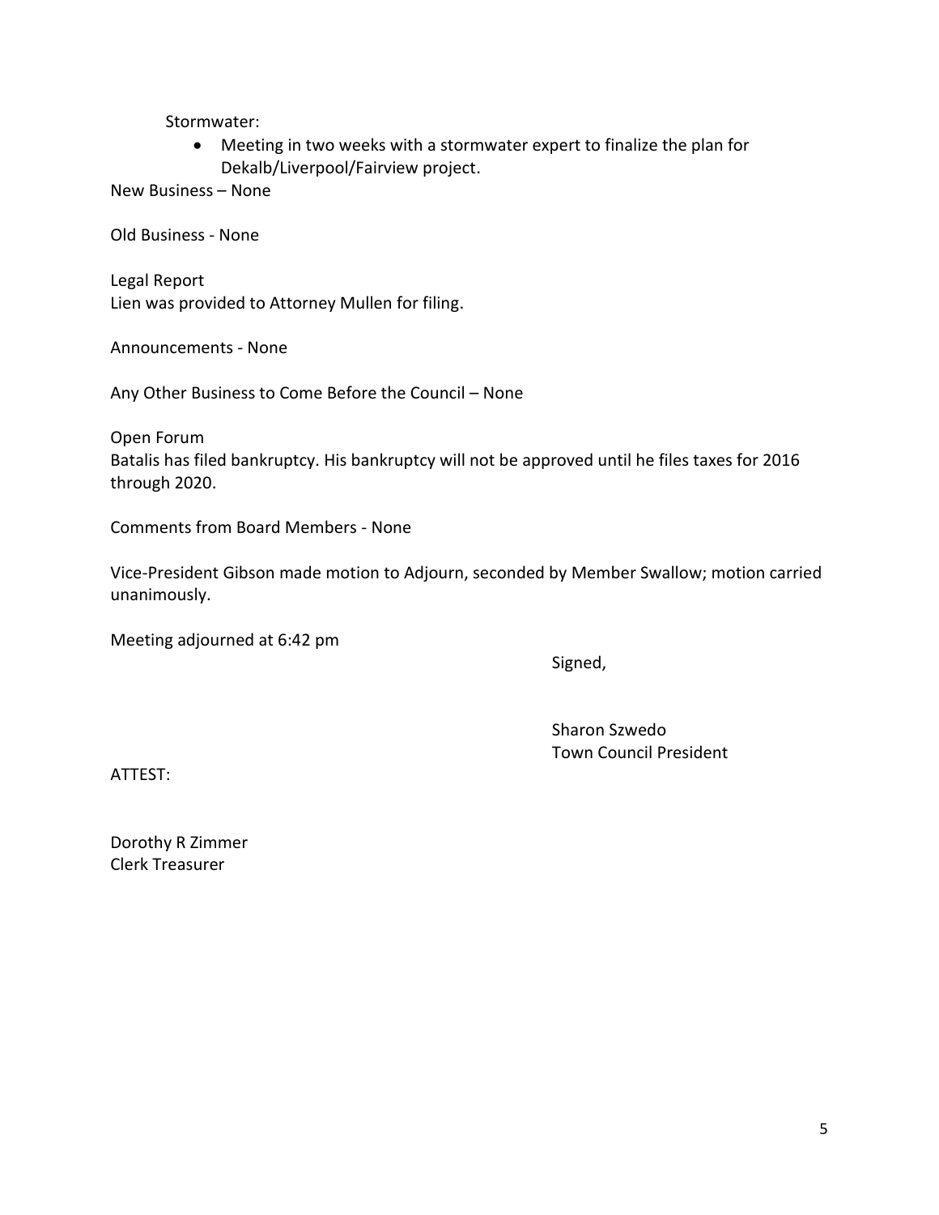Stormwater:

- Meeting in two weeks with a stormwater expert to finalize the plan for Dekalb/Liverpool/Fairview project.

New Business – None

Old Business - None

Legal Report
Lien was provided to Attorney Mullen for filing.

Announcements - None

Any Other Business to Come Before the Council – None

Open Forum
Batalis has filed bankruptcy. His bankruptcy will not be approved until he files taxes for 2016 through 2020.

Comments from Board Members - None

Vice-President Gibson made motion to Adjourn, seconded by Member Swallow; motion carried unanimously.

Meeting adjourned at 6:42 pm

Signed,

Sharon Szwedo
Town Council President

ATTEST:

Dorothy R Zimmer
Clerk Treasurer